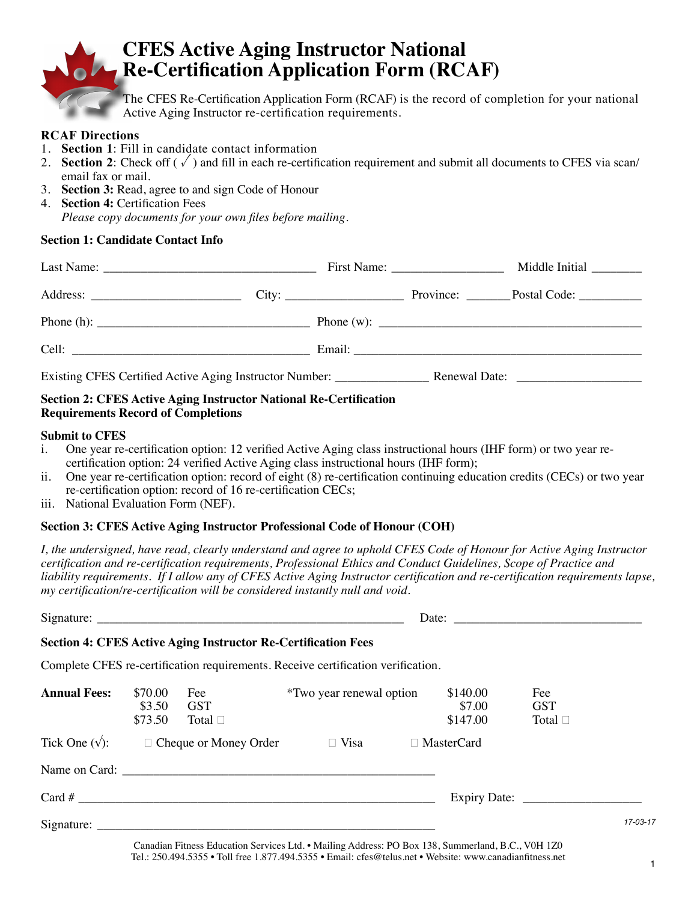# CFES Active Aging Instructor National Re-Certification Application Form (RCAF)

The CFES Re-Certification Application Form (RCAF) is the record of completion for your national Active Aging Instructor re-certification requirements.

**RCAF Directions**

1. **Section 1**: Fill in candidate contact information
2. **Section 2**: Check off ( √ ) and fill in each re-certification requirement and submit all documents to CFES via scan/email fax or mail.
3. **Section 3:** Read, agree to and sign Code of Honour
4. **Section 4:** Certification Fees

   *Please copy documents for your own files before mailing.*

**Section 1: Candidate Contact Info**

Last Name: ______________________________ First Name: ________________ Middle Initial ________

Address: ______________________ City: _________________ Province: _______ Postal Code: __________

Phone (h): ______________________________ Phone (w): ______________________________________

Cell: __________________________________ Email: __________________________________________

Existing CFES Certified Active Aging Instructor Number: ______________ Renewal Date: ___________________

**Section 2: CFES Active Aging Instructor National Re-Certification Requirements Record of Completions**

**Submit to CFES**

i. One year re-certification option: 12 verified Active Aging class instructional hours (IHF form) or two year re-certification option: 24 verified Active Aging class instructional hours (IHF form);

ii. One year re-certification option: record of eight (8) re-certification continuing education credits (CECs) or two year re-certification option: record of 16 re-certification CECs;

iii. National Evaluation Form (NEF).

**Section 3: CFES Active Aging Instructor Professional Code of Honour (COH)**

*I, the undersigned, have read, clearly understand and agree to uphold CFES Code of Honour for Active Aging Instructor certification and re-certification requirements, Professional Ethics and Conduct Guidelines, Scope of Practice and liability requirements. If I allow any of CFES Active Aging Instructor certification and re-certification requirements lapse, my certification/re-certification will be considered instantly null and void.*

Signature: ____________________________________________ Date: ____________________________

**Section 4: CFES Active Aging Instructor Re-Certification Fees**

Complete CFES re-certification requirements. Receive certification verification.

| **Annual Fees:** | $70.00 | Fee | *Two year renewal option | $140.00 | Fee |
|---|---|---|---|---|---|
| | $3.50 | GST | | $7.00 | GST |
| | $73.50 | Total ☐ | | $147.00 | Total ☐ |

Tick One (√): ☐ Cheque or Money Order ☐ Visa ☐ MasterCard

Name on Card: ______________________________________________

Card # ____________________________________________________ Expiry Date: ___________________

Signature: __________________________________________________

17-03-17

Canadian Fitness Education Services Ltd. • Mailing Address: PO Box 138, Summerland, B.C., V0H 1Z0
Tel.: 250.494.5355 • Toll free 1.877.494.5355 • Email: cfes@telus.net • Website: www.canadianfitness.net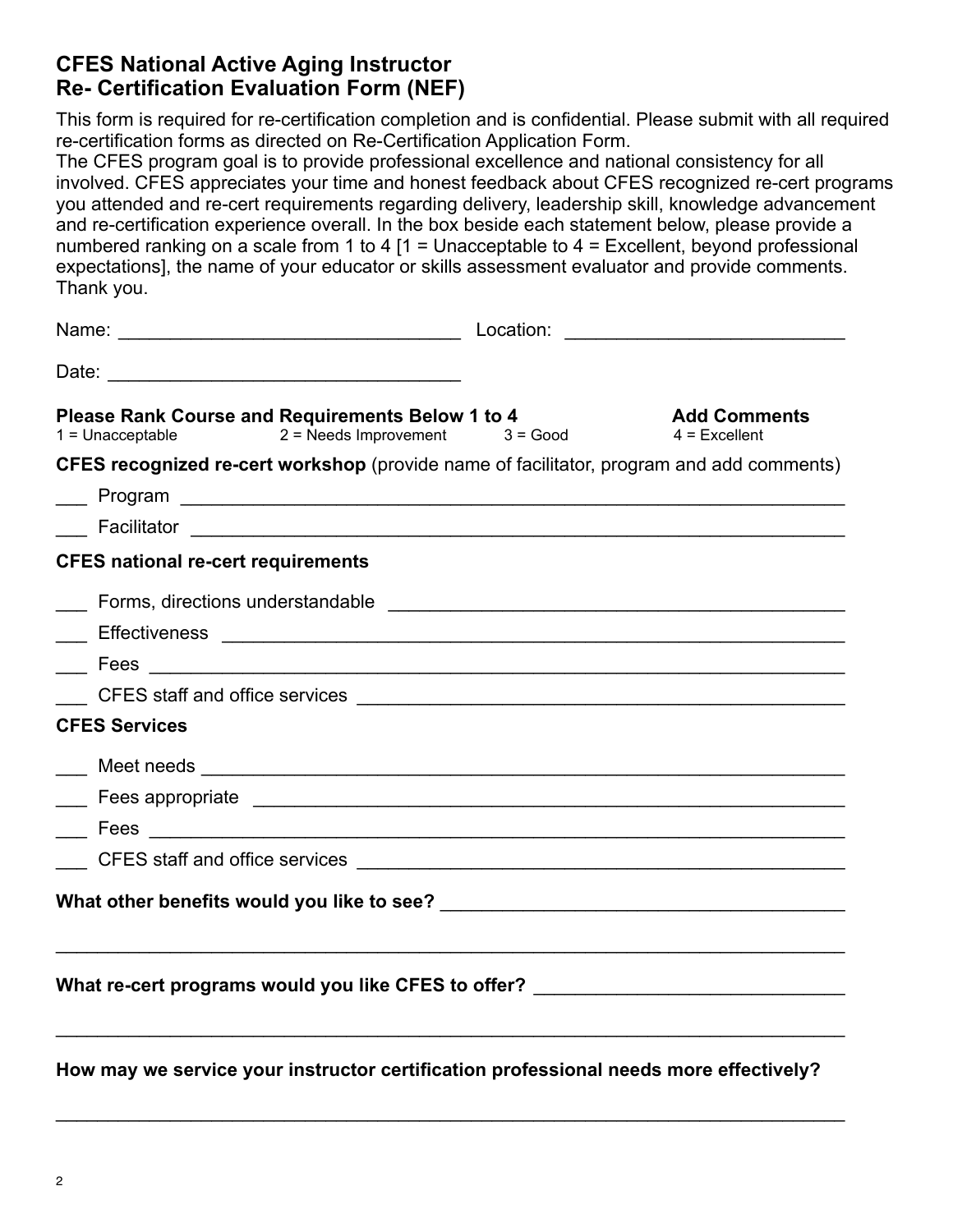## CFES National Active Aging Instructor Re- Certification Evaluation Form (NEF)

This form is required for re-certification completion and is confidential. Please submit with all required re-certification forms as directed on Re-Certification Application Form.
The CFES program goal is to provide professional excellence and national consistency for all involved. CFES appreciates your time and honest feedback about CFES recognized re-cert programs you attended and re-cert requirements regarding delivery, leadership skill, knowledge advancement and re-certification experience overall. In the box beside each statement below, please provide a numbered ranking on a scale from 1 to 4 [1 = Unacceptable to 4 = Excellent, beyond professional expectations], the name of your educator or skills assessment evaluator and provide comments. Thank you.

Name: ________________________________ Location: __________________________

Date: _________________________________

**Please Rank Course and Requirements Below 1 to 4** **Add Comments**
1 = Unacceptable 2 = Needs Improvement 3 = Good 4 = Excellent

**CFES recognized re-cert workshop** (provide name of facilitator, program and add comments)

___ Program ________________________________________________________________

___ Facilitator ______________________________________________________________

**CFES national re-cert requirements**

___ Forms, directions understandable _________________________________________

___ Effectiveness ____________________________________________________________

___ Fees ___________________________________________________________________

___ CFES staff and office services ____________________________________________

**CFES Services**

___ Meet needs ______________________________________________________________

___ Fees appropriate _________________________________________________________

___ Fees ___________________________________________________________________

___ CFES staff and office services ____________________________________________

**What other benefits would you like to see?** _____________________________________

_______________________________________________________________________________

**What re-cert programs would you like CFES to offer?** ____________________________

_______________________________________________________________________________

**How may we service your instructor certification professional needs more effectively?**

_______________________________________________________________________________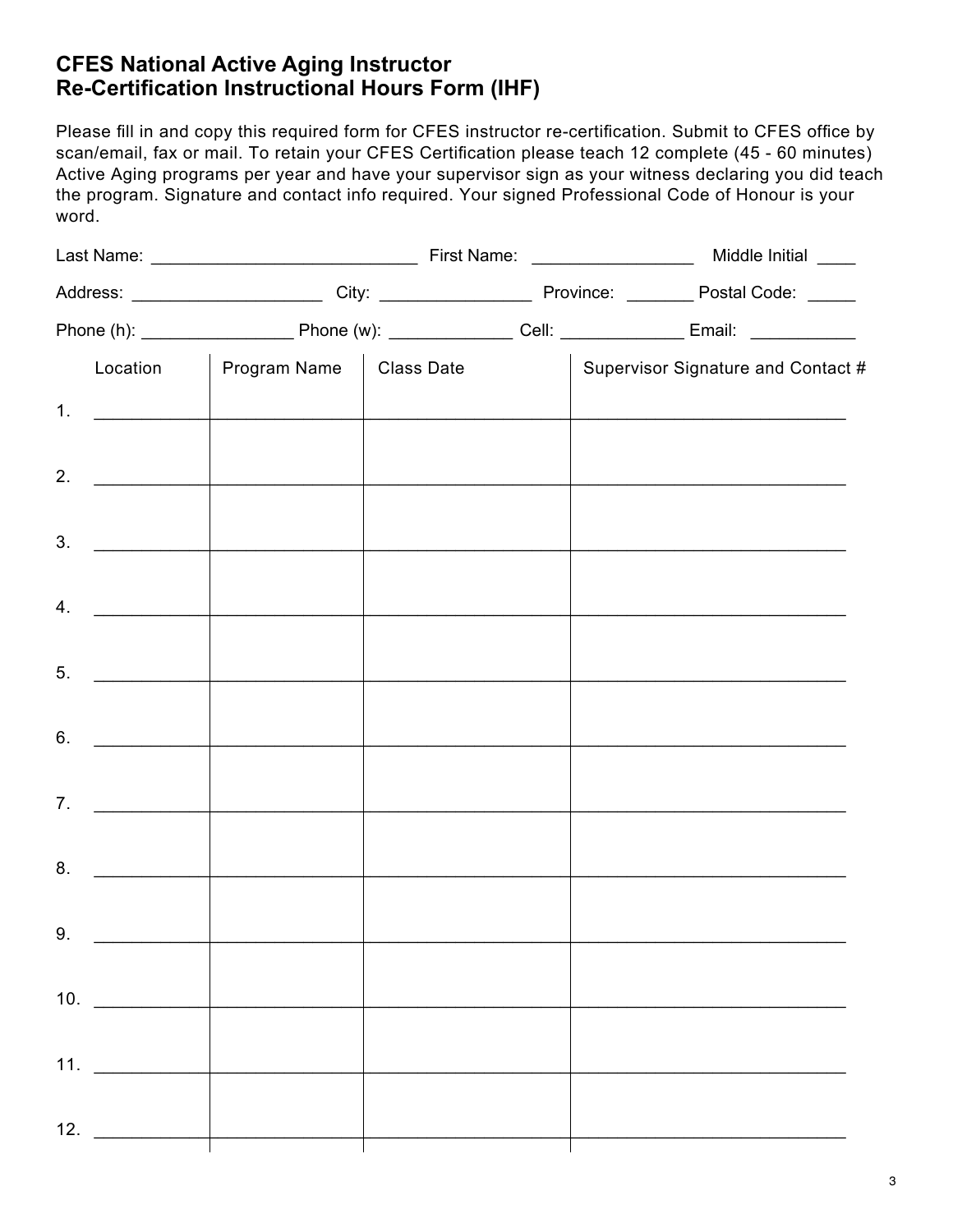# CFES National Active Aging Instructor
# Re-Certification Instructional Hours Form (IHF)

Please fill in and copy this required form for CFES instructor re-certification. Submit to CFES office by scan/email, fax or mail. To retain your CFES Certification please teach 12 complete (45 - 60 minutes) Active Aging programs per year and have your supervisor sign as your witness declaring you did teach the program. Signature and contact info required. Your signed Professional Code of Honour is your word.

Last Name: ___________________________ First Name: ________________ Middle Initial ____

Address: ___________________ City: _______________ Province: _______ Postal Code: _____

Phone (h): _______________ Phone (w): ____________ Cell: ____________ Email: __________

| | Location | Program Name | Class Date | Supervisor Signature and Contact # |
|---|---|---|---|---|
| 1. | | | | |
| 2. | | | | |
| 3. | | | | |
| 4. | | | | |
| 5. | | | | |
| 6. | | | | |
| 7. | | | | |
| 8. | | | | |
| 9. | | | | |
| 10. | | | | |
| 11. | | | | |
| 12. | | | | |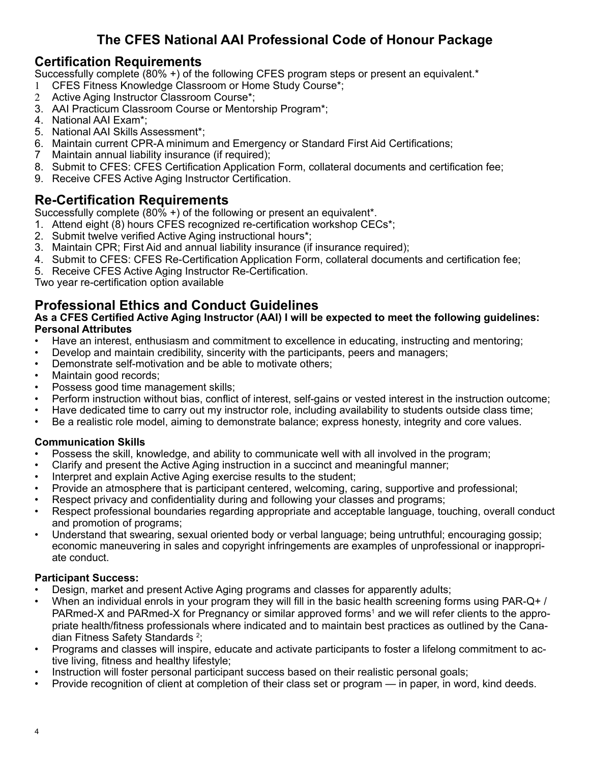# The CFES National AAI Professional Code of Honour Package

## Certification Requirements

Successfully complete (80% +) of the following CFES program steps or present an equivalent.*

1. CFES Fitness Knowledge Classroom or Home Study Course*;
2. Active Aging Instructor Classroom Course*;
3. AAI Practicum Classroom Course or Mentorship Program*;
4. National AAI Exam*;
5. National AAI Skills Assessment*;
6. Maintain current CPR-A minimum and Emergency or Standard First Aid Certifications;
7. Maintain annual liability insurance (if required);
8. Submit to CFES: CFES Certification Application Form, collateral documents and certification fee;
9. Receive CFES Active Aging Instructor Certification.

## Re-Certification Requirements

Successfully complete (80% +) of the following or present an equivalent*.

1. Attend eight (8) hours CFES recognized re-certification workshop CECs*;
2. Submit twelve verified Active Aging instructional hours*;
3. Maintain CPR; First Aid and annual liability insurance (if insurance required);
4. Submit to CFES: CFES Re-Certification Application Form, collateral documents and certification fee;
5. Receive CFES Active Aging Instructor Re-Certification.

Two year re-certification option available

## Professional Ethics and Conduct Guidelines

**As a CFES Certified Active Aging Instructor (AAI) I will be expected to meet the following guidelines:**

**Personal Attributes**

- Have an interest, enthusiasm and commitment to excellence in educating, instructing and mentoring;
- Develop and maintain credibility, sincerity with the participants, peers and managers;
- Demonstrate self-motivation and be able to motivate others;
- Maintain good records;
- Possess good time management skills;
- Perform instruction without bias, conflict of interest, self-gains or vested interest in the instruction outcome;
- Have dedicated time to carry out my instructor role, including availability to students outside class time;
- Be a realistic role model, aiming to demonstrate balance; express honesty, integrity and core values.

**Communication Skills**

- Possess the skill, knowledge, and ability to communicate well with all involved in the program;
- Clarify and present the Active Aging instruction in a succinct and meaningful manner;
- Interpret and explain Active Aging exercise results to the student;
- Provide an atmosphere that is participant centered, welcoming, caring, supportive and professional;
- Respect privacy and confidentiality during and following your classes and programs;
- Respect professional boundaries regarding appropriate and acceptable language, touching, overall conduct and promotion of programs;
- Understand that swearing, sexual oriented body or verbal language; being untruthful; encouraging gossip; economic maneuvering in sales and copyright infringements are examples of unprofessional or inappropriate conduct.

**Participant Success:**

- Design, market and present Active Aging programs and classes for apparently adults;
- When an individual enrols in your program they will fill in the basic health screening forms using PAR-Q+ / PARmed-X and PARmed-X for Pregnancy or similar approved forms[1] and we will refer clients to the appropriate health/fitness professionals where indicated and to maintain best practices as outlined by the Canadian Fitness Safety Standards [2];
- Programs and classes will inspire, educate and activate participants to foster a lifelong commitment to active living, fitness and healthy lifestyle;
- Instruction will foster personal participant success based on their realistic personal goals;
- Provide recognition of client at completion of their class set or program — in paper, in word, kind deeds.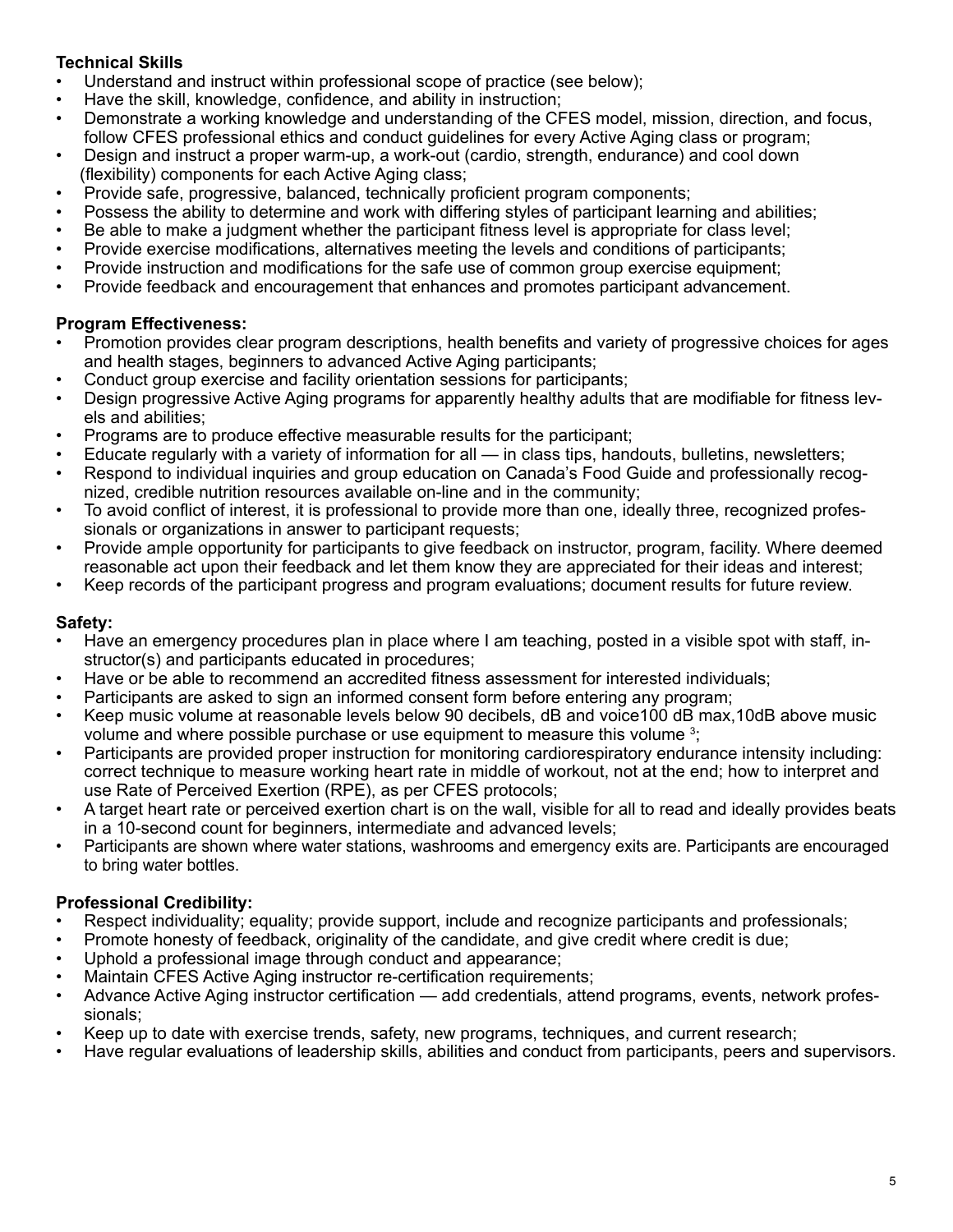**Technical Skills**

- Understand and instruct within professional scope of practice (see below);
- Have the skill, knowledge, confidence, and ability in instruction;
- Demonstrate a working knowledge and understanding of the CFES model, mission, direction, and focus, follow CFES professional ethics and conduct guidelines for every Active Aging class or program;
- Design and instruct a proper warm-up, a work-out (cardio, strength, endurance) and cool down (flexibility) components for each Active Aging class;
- Provide safe, progressive, balanced, technically proficient program components;
- Possess the ability to determine and work with differing styles of participant learning and abilities;
- Be able to make a judgment whether the participant fitness level is appropriate for class level;
- Provide exercise modifications, alternatives meeting the levels and conditions of participants;
- Provide instruction and modifications for the safe use of common group exercise equipment;
- Provide feedback and encouragement that enhances and promotes participant advancement.

**Program Effectiveness:**

- Promotion provides clear program descriptions, health benefits and variety of progressive choices for ages and health stages, beginners to advanced Active Aging participants;
- Conduct group exercise and facility orientation sessions for participants;
- Design progressive Active Aging programs for apparently healthy adults that are modifiable for fitness levels and abilities;
- Programs are to produce effective measurable results for the participant;
- Educate regularly with a variety of information for all — in class tips, handouts, bulletins, newsletters;
- Respond to individual inquiries and group education on Canada's Food Guide and professionally recognized, credible nutrition resources available on-line and in the community;
- To avoid conflict of interest, it is professional to provide more than one, ideally three, recognized professionals or organizations in answer to participant requests;
- Provide ample opportunity for participants to give feedback on instructor, program, facility. Where deemed reasonable act upon their feedback and let them know they are appreciated for their ideas and interest;
- Keep records of the participant progress and program evaluations; document results for future review.

**Safety:**

- Have an emergency procedures plan in place where I am teaching, posted in a visible spot with staff, instructor(s) and participants educated in procedures;
- Have or be able to recommend an accredited fitness assessment for interested individuals;
- Participants are asked to sign an informed consent form before entering any program;
- Keep music volume at reasonable levels below 90 decibels, dB and voice100 dB max,10dB above music volume and where possible purchase or use equipment to measure this volume [3];
- Participants are provided proper instruction for monitoring cardiorespiratory endurance intensity including: correct technique to measure working heart rate in middle of workout, not at the end; how to interpret and use Rate of Perceived Exertion (RPE), as per CFES protocols;
- A target heart rate or perceived exertion chart is on the wall, visible for all to read and ideally provides beats in a 10-second count for beginners, intermediate and advanced levels;
- Participants are shown where water stations, washrooms and emergency exits are. Participants are encouraged to bring water bottles.

**Professional Credibility:**

- Respect individuality; equality; provide support, include and recognize participants and professionals;
- Promote honesty of feedback, originality of the candidate, and give credit where credit is due;
- Uphold a professional image through conduct and appearance;
- Maintain CFES Active Aging instructor re-certification requirements;
- Advance Active Aging instructor certification — add credentials, attend programs, events, network professionals;
- Keep up to date with exercise trends, safety, new programs, techniques, and current research;
- Have regular evaluations of leadership skills, abilities and conduct from participants, peers and supervisors.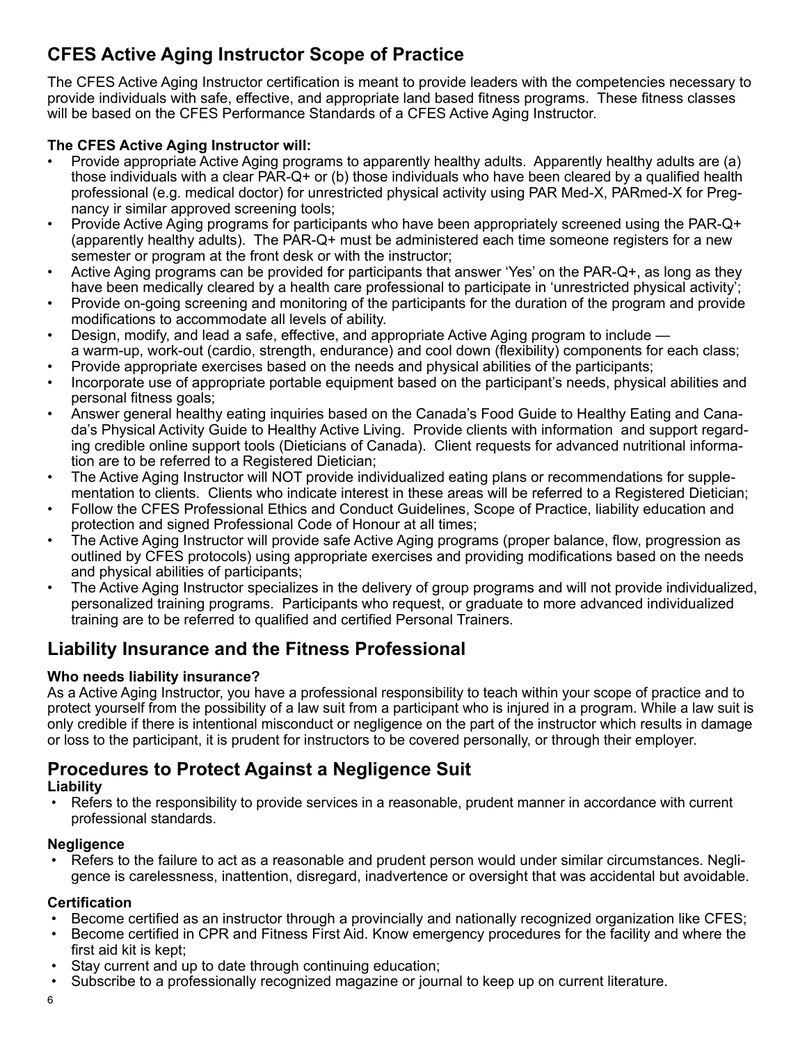## CFES Active Aging Instructor Scope of Practice

The CFES Active Aging Instructor certification is meant to provide leaders with the competencies necessary to provide individuals with safe, effective, and appropriate land based fitness programs. These fitness classes will be based on the CFES Performance Standards of a CFES Active Aging Instructor.

**The CFES Active Aging Instructor will:**

- Provide appropriate Active Aging programs to apparently healthy adults. Apparently healthy adults are (a) those individuals with a clear PAR-Q+ or (b) those individuals who have been cleared by a qualified health professional (e.g. medical doctor) for unrestricted physical activity using PAR Med-X, PARmed-X for Pregnancy ir similar approved screening tools;
- Provide Active Aging programs for participants who have been appropriately screened using the PAR-Q+ (apparently healthy adults). The PAR-Q+ must be administered each time someone registers for a new semester or program at the front desk or with the instructor;
- Active Aging programs can be provided for participants that answer 'Yes' on the PAR-Q+, as long as they have been medically cleared by a health care professional to participate in 'unrestricted physical activity';
- Provide on-going screening and monitoring of the participants for the duration of the program and provide modifications to accommodate all levels of ability.
- Design, modify, and lead a safe, effective, and appropriate Active Aging program to include — a warm-up, work-out (cardio, strength, endurance) and cool down (flexibility) components for each class;
- Provide appropriate exercises based on the needs and physical abilities of the participants;
- Incorporate use of appropriate portable equipment based on the participant's needs, physical abilities and personal fitness goals;
- Answer general healthy eating inquiries based on the Canada's Food Guide to Healthy Eating and Canada's Physical Activity Guide to Healthy Active Living. Provide clients with information and support regarding credible online support tools (Dieticians of Canada). Client requests for advanced nutritional information are to be referred to a Registered Dietician;
- The Active Aging Instructor will NOT provide individualized eating plans or recommendations for supplementation to clients. Clients who indicate interest in these areas will be referred to a Registered Dietician;
- Follow the CFES Professional Ethics and Conduct Guidelines, Scope of Practice, liability education and protection and signed Professional Code of Honour at all times;
- The Active Aging Instructor will provide safe Active Aging programs (proper balance, flow, progression as outlined by CFES protocols) using appropriate exercises and providing modifications based on the needs and physical abilities of participants;
- The Active Aging Instructor specializes in the delivery of group programs and will not provide individualized, personalized training programs. Participants who request, or graduate to more advanced individualized training are to be referred to qualified and certified Personal Trainers.

## Liability Insurance and the Fitness Professional

**Who needs liability insurance?**

As a Active Aging Instructor, you have a professional responsibility to teach within your scope of practice and to protect yourself from the possibility of a law suit from a participant who is injured in a program. While a law suit is only credible if there is intentional misconduct or negligence on the part of the instructor which results in damage or loss to the participant, it is prudent for instructors to be covered personally, or through their employer.

## Procedures to Protect Against a Negligence Suit

**Liability**

- Refers to the responsibility to provide services in a reasonable, prudent manner in accordance with current professional standards.

**Negligence**

- Refers to the failure to act as a reasonable and prudent person would under similar circumstances. Negligence is carelessness, inattention, disregard, inadvertence or oversight that was accidental but avoidable.

**Certification**

- Become certified as an instructor through a provincially and nationally recognized organization like CFES;
- Become certified in CPR and Fitness First Aid. Know emergency procedures for the facility and where the first aid kit is kept;
- Stay current and up to date through continuing education;
- Subscribe to a professionally recognized magazine or journal to keep up on current literature.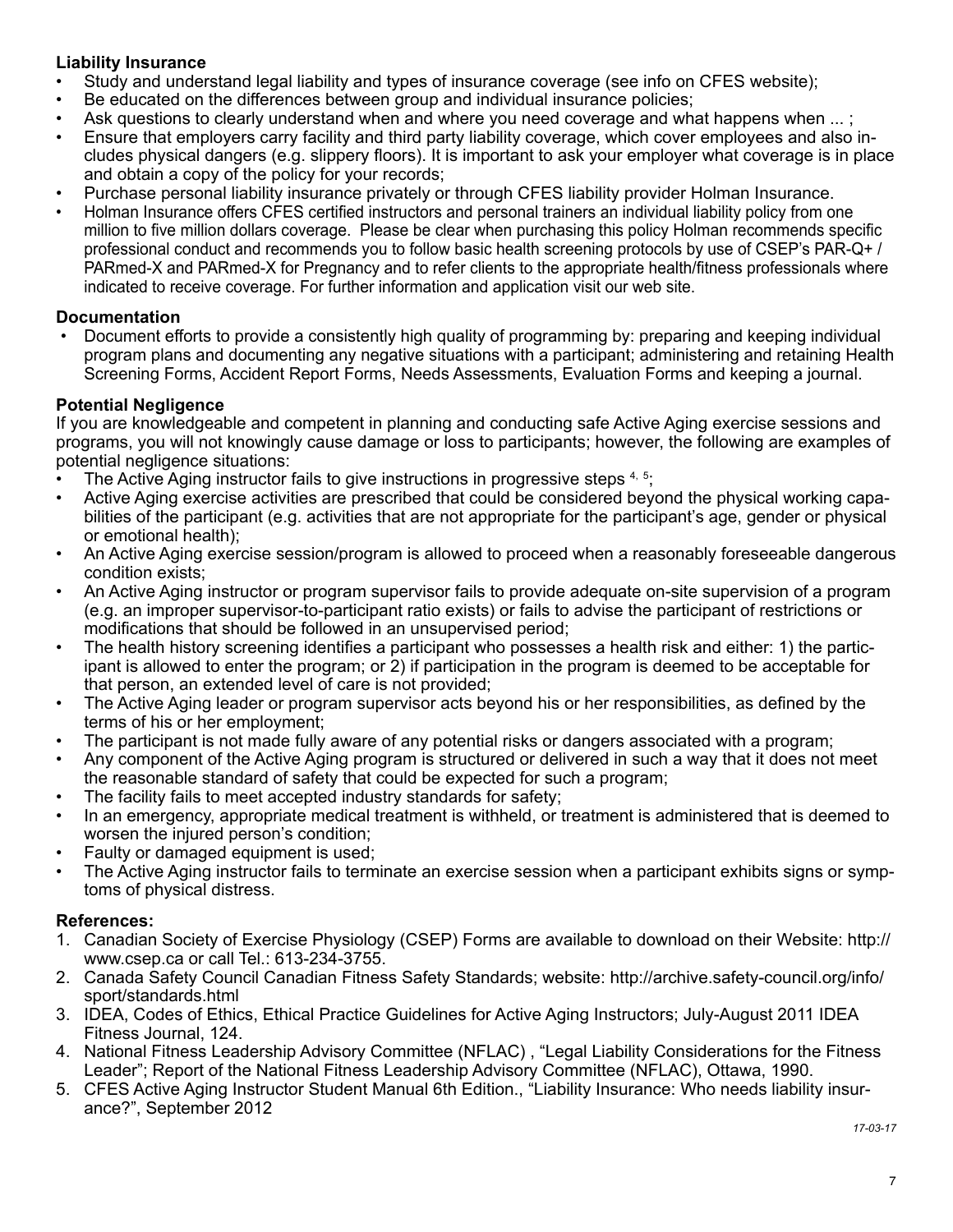**Liability Insurance**

- Study and understand legal liability and types of insurance coverage (see info on CFES website);
- Be educated on the differences between group and individual insurance policies;
- Ask questions to clearly understand when and where you need coverage and what happens when ... ;
- Ensure that employers carry facility and third party liability coverage, which cover employees and also includes physical dangers (e.g. slippery floors). It is important to ask your employer what coverage is in place and obtain a copy of the policy for your records;
- Purchase personal liability insurance privately or through CFES liability provider Holman Insurance.
- Holman Insurance offers CFES certified instructors and personal trainers an individual liability policy from one million to five million dollars coverage. Please be clear when purchasing this policy Holman recommends specific professional conduct and recommends you to follow basic health screening protocols by use of CSEP's PAR-Q+ / PARmed-X and PARmed-X for Pregnancy and to refer clients to the appropriate health/fitness professionals where indicated to receive coverage. For further information and application visit our web site.

**Documentation**

- Document efforts to provide a consistently high quality of programming by: preparing and keeping individual program plans and documenting any negative situations with a participant; administering and retaining Health Screening Forms, Accident Report Forms, Needs Assessments, Evaluation Forms and keeping a journal.

**Potential Negligence**

If you are knowledgeable and competent in planning and conducting safe Active Aging exercise sessions and programs, you will not knowingly cause damage or loss to participants; however, the following are examples of potential negligence situations:

- The Active Aging instructor fails to give instructions in progressive steps [4, 5];
- Active Aging exercise activities are prescribed that could be considered beyond the physical working capabilities of the participant (e.g. activities that are not appropriate for the participant's age, gender or physical or emotional health);
- An Active Aging exercise session/program is allowed to proceed when a reasonably foreseeable dangerous condition exists;
- An Active Aging instructor or program supervisor fails to provide adequate on-site supervision of a program (e.g. an improper supervisor-to-participant ratio exists) or fails to advise the participant of restrictions or modifications that should be followed in an unsupervised period;
- The health history screening identifies a participant who possesses a health risk and either: 1) the participant is allowed to enter the program; or 2) if participation in the program is deemed to be acceptable for that person, an extended level of care is not provided;
- The Active Aging leader or program supervisor acts beyond his or her responsibilities, as defined by the terms of his or her employment;
- The participant is not made fully aware of any potential risks or dangers associated with a program;
- Any component of the Active Aging program is structured or delivered in such a way that it does not meet the reasonable standard of safety that could be expected for such a program;
- The facility fails to meet accepted industry standards for safety;
- In an emergency, appropriate medical treatment is withheld, or treatment is administered that is deemed to worsen the injured person's condition;
- Faulty or damaged equipment is used;
- The Active Aging instructor fails to terminate an exercise session when a participant exhibits signs or symptoms of physical distress.

**References:**

1. Canadian Society of Exercise Physiology (CSEP) Forms are available to download on their Website: http://www.csep.ca or call Tel.: 613-234-3755.
2. Canada Safety Council Canadian Fitness Safety Standards; website: http://archive.safety-council.org/info/sport/standards.html
3. IDEA, Codes of Ethics, Ethical Practice Guidelines for Active Aging Instructors; July-August 2011 IDEA Fitness Journal, 124.
4. National Fitness Leadership Advisory Committee (NFLAC) , "Legal Liability Considerations for the Fitness Leader"; Report of the National Fitness Leadership Advisory Committee (NFLAC), Ottawa, 1990.
5. CFES Active Aging Instructor Student Manual 6th Edition., "Liability Insurance: Who needs liability insurance?", September 2012

*17-03-17*